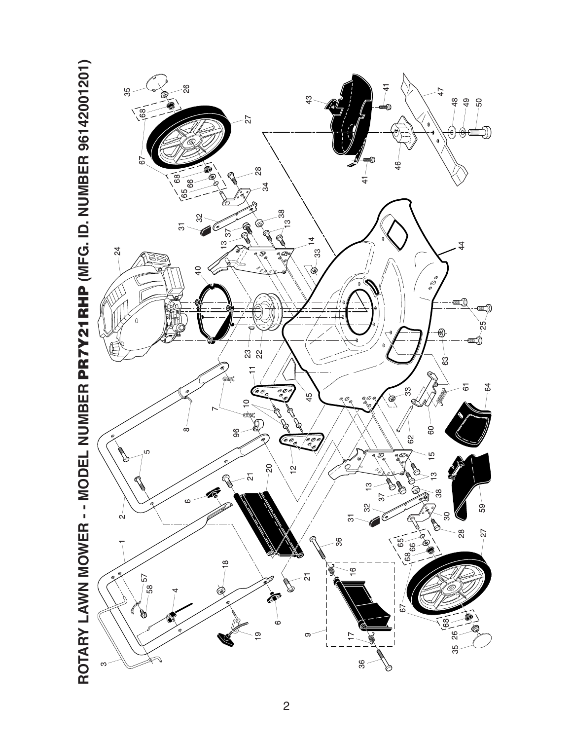# ROTARY LAWN MOWER - - MODEL NUMBER PR7Y21RHP (MFG. ID. NUMBER 96142001201)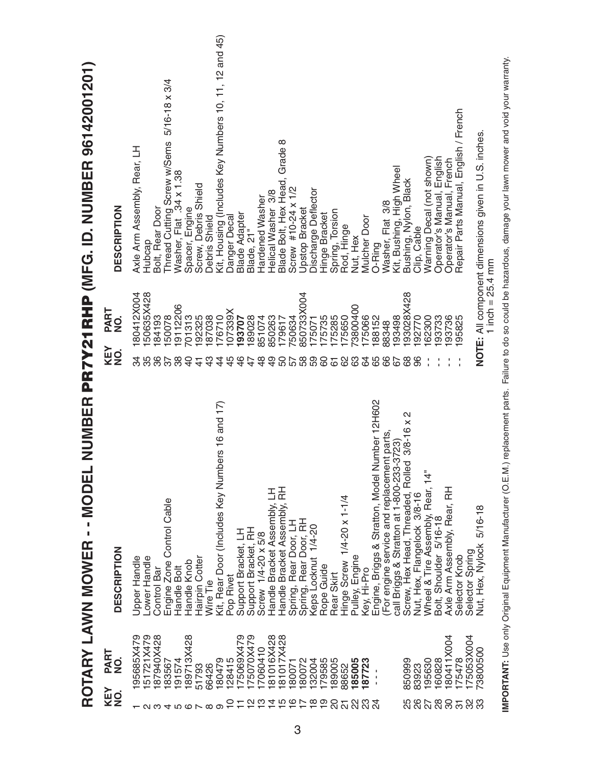# ROTARY LAWN MOWER - - MODEL NUMBER **PR7Y21RHP** (MFG. ID. NUMBER 96142001201)

| KEY NO. | PART NO. | DESCRIPTION |
|---|---|---|
| 1 | 195685X479 | Upper Handle |
| 2 | 151721X479 | Lower Handle |
| 3 | 187940X428 | Control Bar |
| 4 | 183567 | Engine Zone Control Cable |
| 5 | 191574 | Handle Bolt |
| 6 | 189713X428 | Handle Knob |
| 7 | 51793 | Hairpin Cotter |
| 8 | 66426 | Wire Tie |
| 9 | 180479 | Kit, Rear Door (Includes Key Numbers 16 and 17) |
| 10 | 128415 | Pop Rivet |
| 11 | 175069X479 | Support Bracket, LH |
| 12 | 175070X479 | Support Bracket, RH |
| 13 | 17060410 | Screw 1/4-20 x 5/8 |
| 14 | 181016X428 | Handle Bracket Assembly, LH |
| 15 | 181017X428 | Handle Bracket Assembly, RH |
| 16 | 180071 | Spring, Rear Door, LH |
| 17 | 180072 | Spring, Rear Door, RH |
| 18 | 132004 | Keps Locknut 1/4-20 |
| 19 | 179585 | Rope Guide |
| 20 | 189005 | Rear Skirt |
| 21 | 88652 | Hinge Screw 1/4-20 x 1-1/4 |
| 22 | **185005** | Pulley, Engine |
| 23 | **187723** | Key, Hi-Pro |
| 24 | - - - | Engine, Briggs & Stratton, Model Number 12H602 (For engine service and replacement parts, call Briggs & Stratton at 1-800-233-3723) |
| 25 | 850999 | Screw, Hex Head, Threaded, Rolled 3/8-16 x 2 |
| 26 | 83923 | Nut, Hex, Flangelock 3/8-16 |
| 27 | 195630 | Wheel & Tire Assembly, Rear, 14" |
| 28 | 160828 | Bolt, Shoulder 5/16-18 |
| 30 | 180411X004 | Axle Arm Assembly, Rear, RH |
| 31 | 175478 | Selector Knob |
| 32 | 175053X004 | Selector Spring |
| 33 | 73800500 | Nut, Hex, Nylock 5/16-18 |
| 34 | 180412X004 | Axle Arm Assembly, Rear, LH |
| 35 | 150635X428 | Hubcap |
| 36 | 184193 | Bolt, Rear Door |
| 37 | 150078 | Thread Cutting Screw w/Sems 5/16-18 x 3/4 |
| 38 | 19112206 | Washer, Flat .34 x 1.38 |
| 40 | 701313 | Spacer, Engine |
| 41 | 192325 | Screw, Debris Shield |
| 43 | 187038 | Debris Shield |
| 44 | 176710 | Kit, Housing (Includes Key Numbers 10, 11, 12 and 45) |
| 45 | 107339X | Danger Decal |
| 46 | **193707** | Blade Adapter |
| 47 | 189028 | Blade, 21" |
| 48 | 851074 | Hardened Washer |
| 49 | 850263 | Helical Washer 3/8 |
| 50 | 179617 | Blade Bolt, Hex Head, Grade 8 |
| 57 | 750634 | Screw #10-24 x 1/2 |
| 58 | 850733X004 | Upstop Bracket |
| 59 | 175071 | Discharge Deflector |
| 60 | 175735 | Hinge Bracket |
| 61 | 175285 | Spring, Torsion |
| 62 | 175650 | Rod, Hinge |
| 63 | 73800400 | Nut, Hex |
| 64 | 175066 | Mulcher Door |
| 65 | 188152 | O-Ring |
| 66 | 88348 | Washer, Flat 3/8 |
| 67 | 193498 | Kit, Bushing, High Wheel |
| 68 | 193028X428 | Bushing, Nylon, Black |
| 96 | 192770 | Clip, Cable |
| - - | 162300 | Warning Decal (not shown) |
| - - | 193733 | Operator's Manual, English |
| - - | 193736 | Operator's Manual, French |
| - - | 195825 | Repair Parts Manual, English / French |

**NOTE:** All component dimensions given in U.S. inches.
1 inch = 25.4 mm

**IMPORTANT:** Use only Original Equipment Manufacturer (O.E.M.) replacement parts. Failure to do so could be hazardous, damage your lawn mower and void your warranty.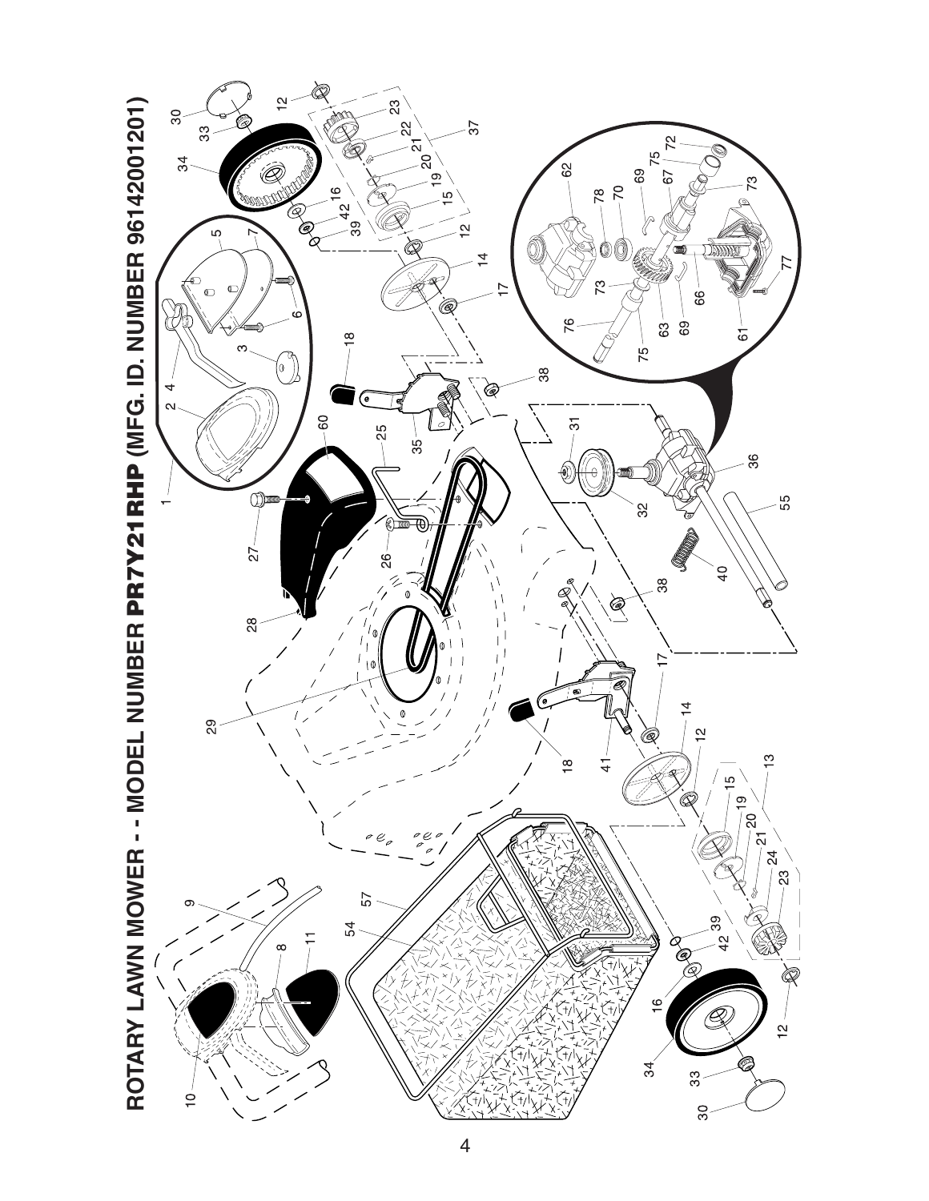# ROTARY LAWN MOWER - - MODEL NUMBER PR7Y21RHP (MFG. ID. NUMBER 96142001201)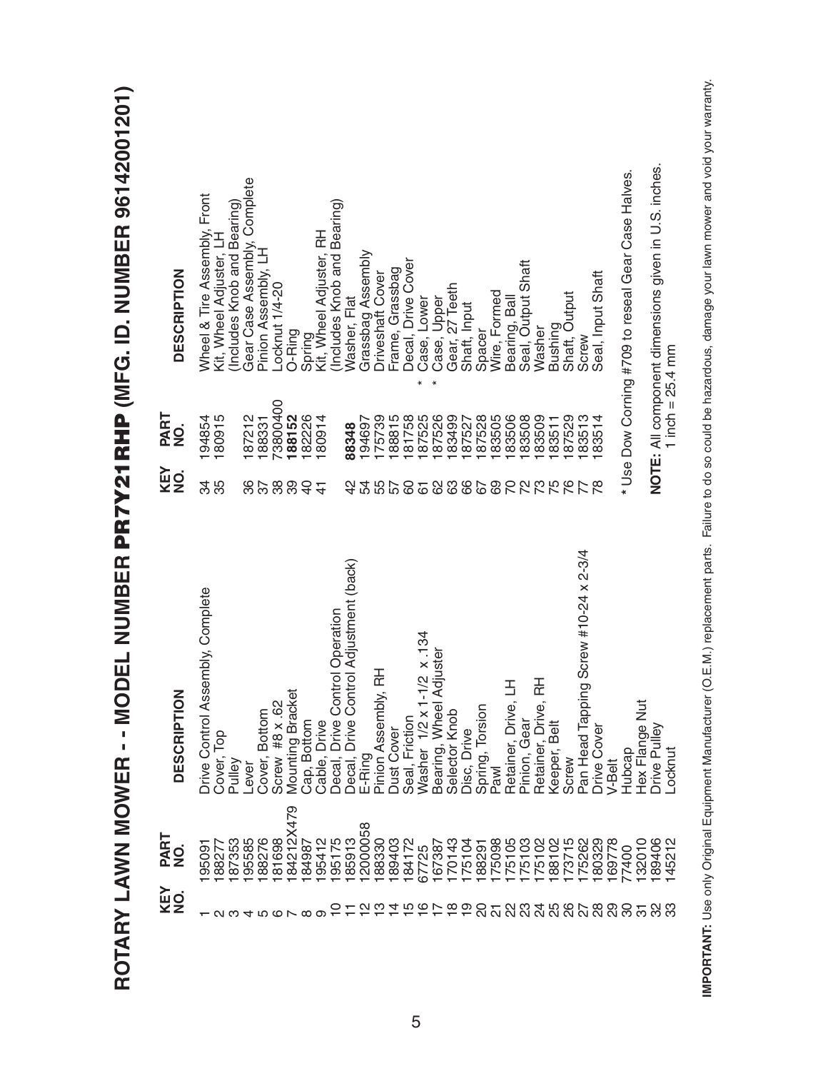# ROTARY LAWN MOWER - - MODEL NUMBER PR7Y21RHP (MFG. ID. NUMBER 96142001201)

| KEY NO. | PART NO. | DESCRIPTION |
|---|---|---|
| 1 | 195091 | Drive Control Assembly, Complete |
| 2 | 188277 | Cover, Top |
| 3 | 187353 | Pulley |
| 4 | 195585 | Lever |
| 5 | 188276 | Cover, Bottom |
| 6 | 181698 | Screw #8 x .62 |
| 7 | 184212X479 | Mounting Bracket |
| 8 | 184987 | Cap, Bottom |
| 9 | 195412 | Cable, Drive |
| 10 | 195175 | Decal, Drive Control Operation |
| 11 | 185913 | Decal, Drive Control Adjustment (back) |
| 12 | 12000058 | E-Ring |
| 13 | 188330 | Pinion Assembly, RH |
| 14 | 189403 | Dust Cover |
| 15 | 184172 | Seal, Friction |
| 16 | 67725 | Washer 1/2 x 1-1/2 x .134 |
| 17 | 167387 | Bearing, Wheel Adjuster |
| 18 | 170143 | Selector Knob |
| 19 | 175104 | Disc, Drive |
| 20 | 188291 | Spring, Torsion |
| 21 | 175098 | Pawl |
| 22 | 175105 | Retainer, Drive, LH |
| 23 | 175103 | Pinion, Gear |
| 24 | 175102 | Retainer, Drive, RH |
| 25 | 188102 | Keeper, Belt |
| 26 | 173715 | Screw |
| 27 | 175262 | Pan Head Tapping Screw #10-24 x 2-3/4 |
| 28 | 180329 | Drive Cover |
| 29 | 169778 | V-Belt |
| 30 | 77400 | Hubcap |
| 31 | 132010 | Hex Flange Nut |
| 32 | 189406 | Drive Pulley |
| 33 | 145212 | Locknut |
| 34 | 194854 | Wheel & Tire Assembly, Front |
| 35 | 180915 | Kit, Wheel Adjuster, LH (Includes Knob and Bearing) |
| 36 | 187212 | Gear Case Assembly, Complete |
| 37 | 188331 | Pinion Assembly, LH |
| 38 | 73800400 | Locknut 1/4-20 |
| 39 | **188152** | O-Ring |
| 40 | 182226 | Spring |
| 41 | 180914 | Kit, Wheel Adjuster, RH (Includes Knob and Bearing) |
| 42 | **88348** | Washer, Flat |
| 54 | 194697 | Grassbag Assembly |
| 55 | 175739 | Driveshaft Cover |
| 57 | 188815 | Frame, Grassbag |
| 60 | 181758 | Decal, Drive Cover |
| 61 | 187525 | * Case, Lower |
| 62 | 187526 | * Case, Upper |
| 63 | 183499 | Gear, 27 Teeth |
| 66 | 187527 | Shaft, Input |
| 67 | 187528 | Spacer |
| 69 | 183505 | Wire, Formed |
| 70 | 183506 | Bearing, Ball |
| 72 | 183508 | Seal, Output Shaft |
| 73 | 183509 | Washer |
| 75 | 183511 | Bushing |
| 76 | 187529 | Shaft, Output |
| 77 | 183513 | Screw |
| 78 | 183514 | Seal, Input Shaft |

* Use Dow Corning #709 to reseal Gear Case Halves.

**NOTE:** All component dimensions given in U.S. inches.
1 inch = 25.4 mm

**IMPORTANT:** Use only Original Equipment Manufacturer (O.E.M.) replacement parts. Failure to do so could be hazardous, damage your lawn mower and void your warranty.